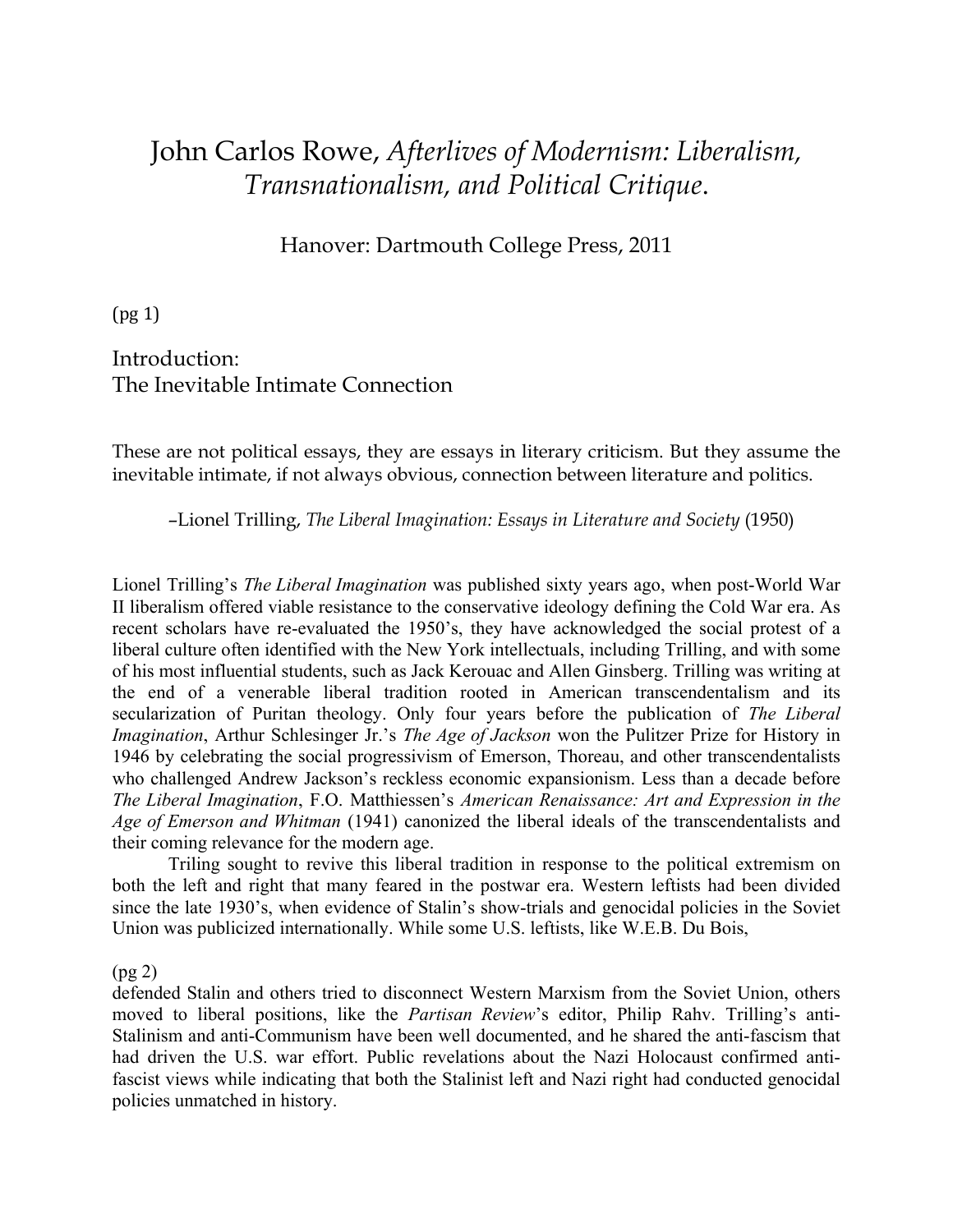# John Carlos Rowe, *Afterlives of Modernism: Liberalism, Transnationalism, and Political Critique*.

Hanover: Dartmouth College Press, 2011

(pg 1)

## Introduction: The Inevitable Intimate Connection

These are not political essays, they are essays in literary criticism. But they assume the inevitable intimate, if not always obvious, connection between literature and politics.

–Lionel Trilling, *The Liberal Imagination: Essays in Literature and Society* (1950)

Lionel Trilling's *The Liberal Imagination* was published sixty years ago, when post-World War II liberalism offered viable resistance to the conservative ideology defining the Cold War era. As recent scholars have re-evaluated the 1950's, they have acknowledged the social protest of a liberal culture often identified with the New York intellectuals, including Trilling, and with some of his most influential students, such as Jack Kerouac and Allen Ginsberg. Trilling was writing at the end of a venerable liberal tradition rooted in American transcendentalism and its secularization of Puritan theology. Only four years before the publication of *The Liberal Imagination*, Arthur Schlesinger Jr.'s *The Age of Jackson* won the Pulitzer Prize for History in 1946 by celebrating the social progressivism of Emerson, Thoreau, and other transcendentalists who challenged Andrew Jackson's reckless economic expansionism. Less than a decade before *The Liberal Imagination*, F.O. Matthiessen's *American Renaissance: Art and Expression in the Age of Emerson and Whitman* (1941) canonized the liberal ideals of the transcendentalists and their coming relevance for the modern age.

Triling sought to revive this liberal tradition in response to the political extremism on both the left and right that many feared in the postwar era. Western leftists had been divided since the late 1930's, when evidence of Stalin's show-trials and genocidal policies in the Soviet Union was publicized internationally. While some U.S. leftists, like W.E.B. Du Bois,

(pg 2)

defended Stalin and others tried to disconnect Western Marxism from the Soviet Union, others moved to liberal positions, like the *Partisan Review*'s editor, Philip Rahv. Trilling's anti-Stalinism and anti-Communism have been well documented, and he shared the anti-fascism that had driven the U.S. war effort. Public revelations about the Nazi Holocaust confirmed anti-fascist views while indicating that both the Stalinist left and Nazi right had conducted genocidal policies unmatched in history.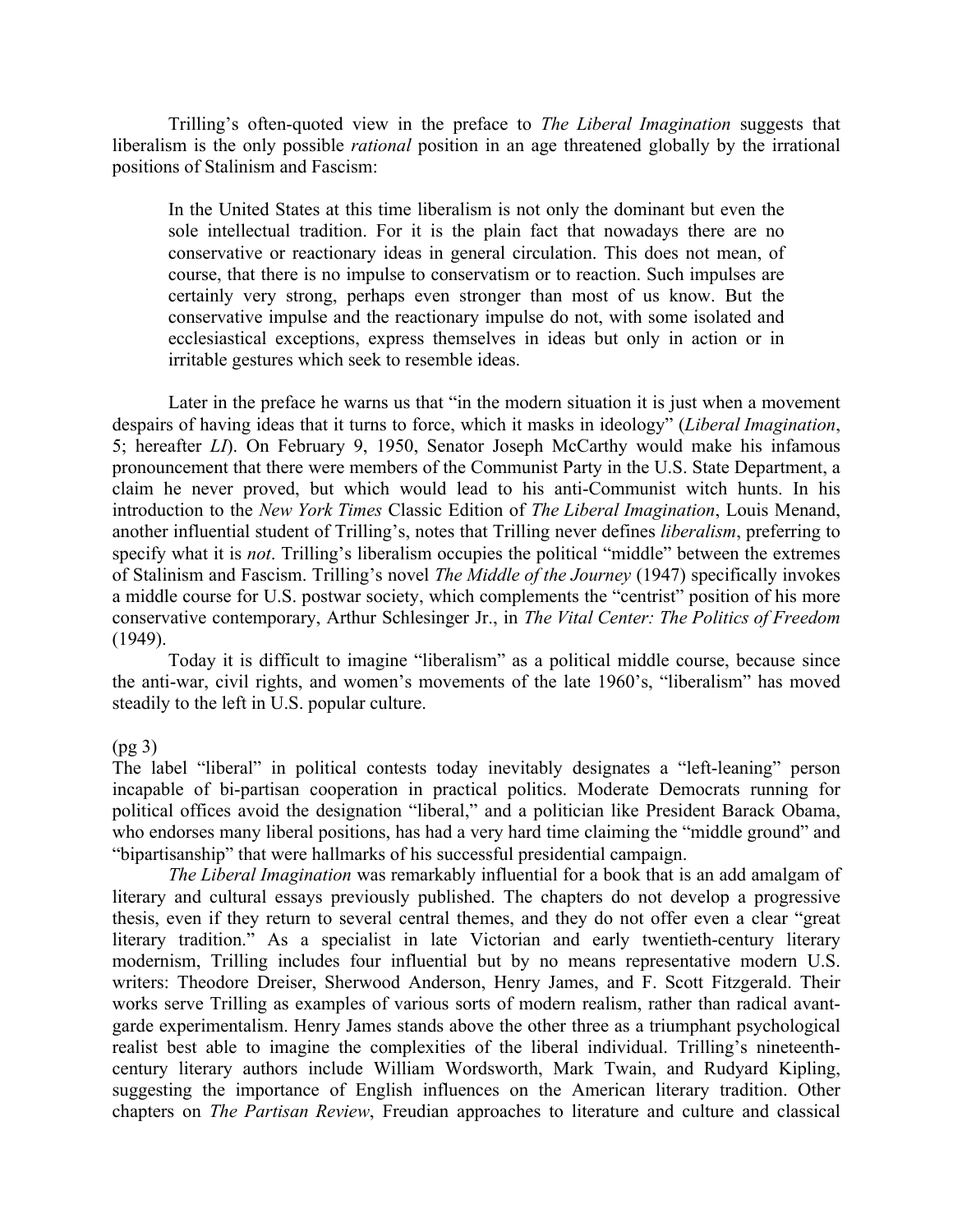Trilling's often-quoted view in the preface to *The Liberal Imagination* suggests that liberalism is the only possible *rational* position in an age threatened globally by the irrational positions of Stalinism and Fascism:

> In the United States at this time liberalism is not only the dominant but even the sole intellectual tradition. For it is the plain fact that nowadays there are no conservative or reactionary ideas in general circulation. This does not mean, of course, that there is no impulse to conservatism or to reaction. Such impulses are certainly very strong, perhaps even stronger than most of us know. But the conservative impulse and the reactionary impulse do not, with some isolated and ecclesiastical exceptions, express themselves in ideas but only in action or in irritable gestures which seek to resemble ideas.

Later in the preface he warns us that "in the modern situation it is just when a movement despairs of having ideas that it turns to force, which it masks in ideology" (*Liberal Imagination*, 5; hereafter *LI*). On February 9, 1950, Senator Joseph McCarthy would make his infamous pronouncement that there were members of the Communist Party in the U.S. State Department, a claim he never proved, but which would lead to his anti-Communist witch hunts. In his introduction to the *New York Times* Classic Edition of *The Liberal Imagination*, Louis Menand, another influential student of Trilling's, notes that Trilling never defines *liberalism*, preferring to specify what it is *not*. Trilling's liberalism occupies the political "middle" between the extremes of Stalinism and Fascism. Trilling's novel *The Middle of the Journey* (1947) specifically invokes a middle course for U.S. postwar society, which complements the "centrist" position of his more conservative contemporary, Arthur Schlesinger Jr., in *The Vital Center: The Politics of Freedom* (1949).

Today it is difficult to imagine "liberalism" as a political middle course, because since the anti-war, civil rights, and women's movements of the late 1960's, "liberalism" has moved steadily to the left in U.S. popular culture.

(pg 3)

The label "liberal" in political contests today inevitably designates a "left-leaning" person incapable of bi-partisan cooperation in practical politics. Moderate Democrats running for political offices avoid the designation "liberal," and a politician like President Barack Obama, who endorses many liberal positions, has had a very hard time claiming the "middle ground" and "bipartisanship" that were hallmarks of his successful presidential campaign.

*The Liberal Imagination* was remarkably influential for a book that is an add amalgam of literary and cultural essays previously published. The chapters do not develop a progressive thesis, even if they return to several central themes, and they do not offer even a clear "great literary tradition." As a specialist in late Victorian and early twentieth-century literary modernism, Trilling includes four influential but by no means representative modern U.S. writers: Theodore Dreiser, Sherwood Anderson, Henry James, and F. Scott Fitzgerald. Their works serve Trilling as examples of various sorts of modern realism, rather than radical avant-garde experimentalism. Henry James stands above the other three as a triumphant psychological realist best able to imagine the complexities of the liberal individual. Trilling's nineteenth-century literary authors include William Wordsworth, Mark Twain, and Rudyard Kipling, suggesting the importance of English influences on the American literary tradition. Other chapters on *The Partisan Review*, Freudian approaches to literature and culture and classical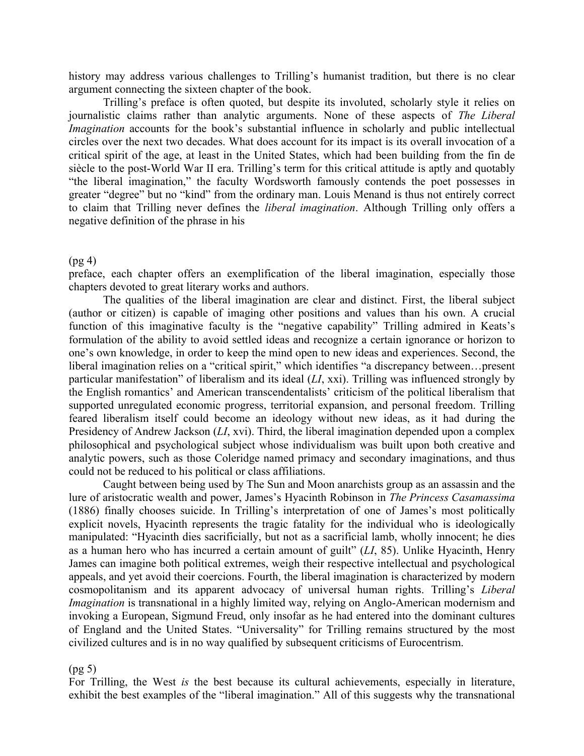history may address various challenges to Trilling's humanist tradition, but there is no clear argument connecting the sixteen chapter of the book.

Trilling's preface is often quoted, but despite its involuted, scholarly style it relies on journalistic claims rather than analytic arguments. None of these aspects of *The Liberal Imagination* accounts for the book's substantial influence in scholarly and public intellectual circles over the next two decades. What does account for its impact is its overall invocation of a critical spirit of the age, at least in the United States, which had been building from the fin de siècle to the post-World War II era. Trilling's term for this critical attitude is aptly and quotably "the liberal imagination," the faculty Wordsworth famously contends the poet possesses in greater "degree" but no "kind" from the ordinary man. Louis Menand is thus not entirely correct to claim that Trilling never defines the *liberal imagination*. Although Trilling only offers a negative definition of the phrase in his

(pg 4)

preface, each chapter offers an exemplification of the liberal imagination, especially those chapters devoted to great literary works and authors.

The qualities of the liberal imagination are clear and distinct. First, the liberal subject (author or citizen) is capable of imaging other positions and values than his own. A crucial function of this imaginative faculty is the "negative capability" Trilling admired in Keats's formulation of the ability to avoid settled ideas and recognize a certain ignorance or horizon to one's own knowledge, in order to keep the mind open to new ideas and experiences. Second, the liberal imagination relies on a "critical spirit," which identifies "a discrepancy between…present particular manifestation" of liberalism and its ideal (*LI*, xxi). Trilling was influenced strongly by the English romantics' and American transcendentalists' criticism of the political liberalism that supported unregulated economic progress, territorial expansion, and personal freedom. Trilling feared liberalism itself could become an ideology without new ideas, as it had during the Presidency of Andrew Jackson (*LI*, xvi). Third, the liberal imagination depended upon a complex philosophical and psychological subject whose individualism was built upon both creative and analytic powers, such as those Coleridge named primacy and secondary imaginations, and thus could not be reduced to his political or class affiliations.

Caught between being used by The Sun and Moon anarchists group as an assassin and the lure of aristocratic wealth and power, James's Hyacinth Robinson in *The Princess Casamassima* (1886) finally chooses suicide. In Trilling's interpretation of one of James's most politically explicit novels, Hyacinth represents the tragic fatality for the individual who is ideologically manipulated: "Hyacinth dies sacrificially, but not as a sacrificial lamb, wholly innocent; he dies as a human hero who has incurred a certain amount of guilt" (*LI*, 85). Unlike Hyacinth, Henry James can imagine both political extremes, weigh their respective intellectual and psychological appeals, and yet avoid their coercions. Fourth, the liberal imagination is characterized by modern cosmopolitanism and its apparent advocacy of universal human rights. Trilling's *Liberal Imagination* is transnational in a highly limited way, relying on Anglo-American modernism and invoking a European, Sigmund Freud, only insofar as he had entered into the dominant cultures of England and the United States. "Universality" for Trilling remains structured by the most civilized cultures and is in no way qualified by subsequent criticisms of Eurocentrism.

(pg 5)

For Trilling, the West *is* the best because its cultural achievements, especially in literature, exhibit the best examples of the "liberal imagination." All of this suggests why the transnational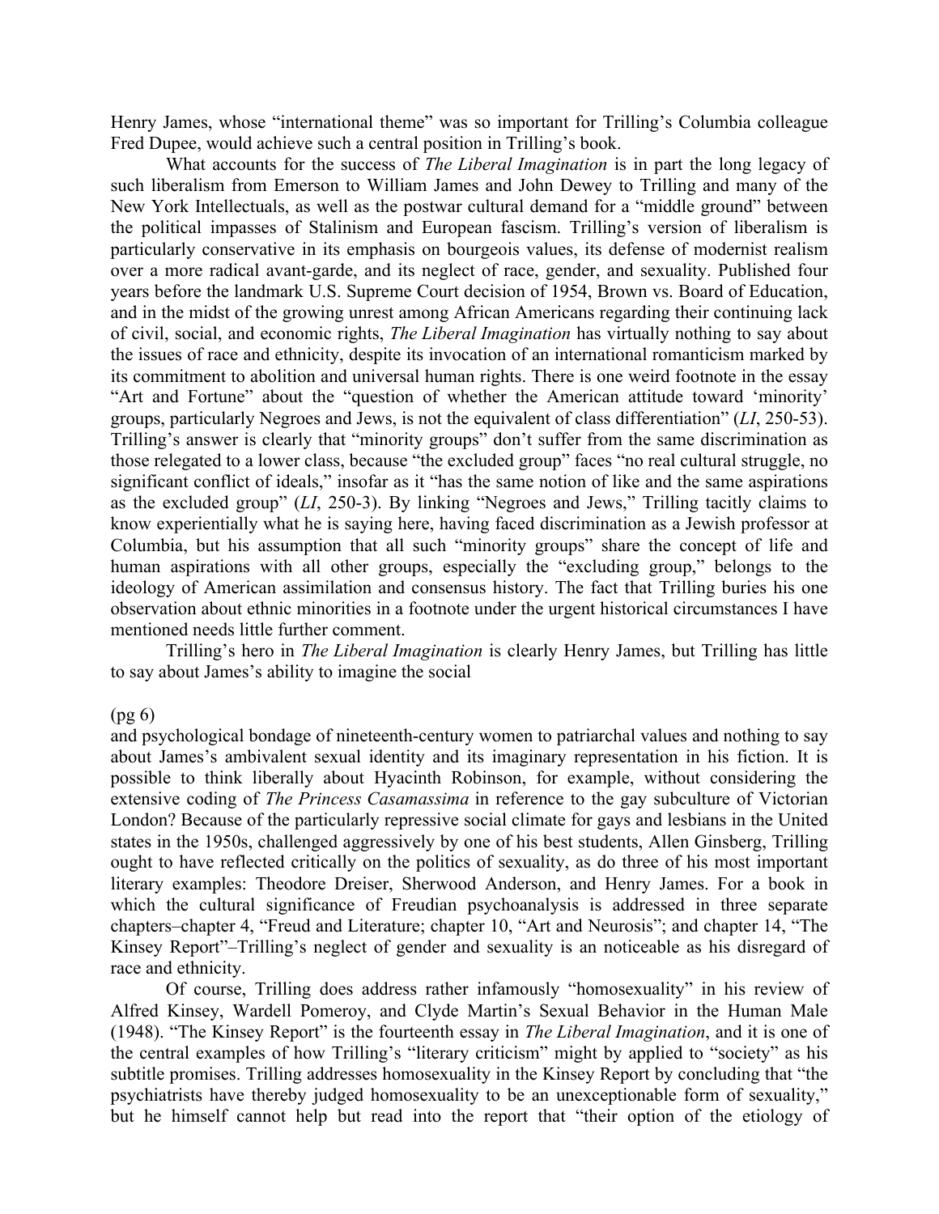Henry James, whose "international theme" was so important for Trilling's Columbia colleague Fred Dupee, would achieve such a central position in Trilling's book.

What accounts for the success of *The Liberal Imagination* is in part the long legacy of such liberalism from Emerson to William James and John Dewey to Trilling and many of the New York Intellectuals, as well as the postwar cultural demand for a "middle ground" between the political impasses of Stalinism and European fascism. Trilling's version of liberalism is particularly conservative in its emphasis on bourgeois values, its defense of modernist realism over a more radical avant-garde, and its neglect of race, gender, and sexuality. Published four years before the landmark U.S. Supreme Court decision of 1954, Brown vs. Board of Education, and in the midst of the growing unrest among African Americans regarding their continuing lack of civil, social, and economic rights, *The Liberal Imagination* has virtually nothing to say about the issues of race and ethnicity, despite its invocation of an international romanticism marked by its commitment to abolition and universal human rights. There is one weird footnote in the essay "Art and Fortune" about the "question of whether the American attitude toward 'minority' groups, particularly Negroes and Jews, is not the equivalent of class differentiation" (*LI*, 250-53). Trilling's answer is clearly that "minority groups" don't suffer from the same discrimination as those relegated to a lower class, because "the excluded group" faces "no real cultural struggle, no significant conflict of ideals," insofar as it "has the same notion of like and the same aspirations as the excluded group" (*LI*, 250-3). By linking "Negroes and Jews," Trilling tacitly claims to know experientially what he is saying here, having faced discrimination as a Jewish professor at Columbia, but his assumption that all such "minority groups" share the concept of life and human aspirations with all other groups, especially the "excluding group," belongs to the ideology of American assimilation and consensus history. The fact that Trilling buries his one observation about ethnic minorities in a footnote under the urgent historical circumstances I have mentioned needs little further comment.

Trilling's hero in *The Liberal Imagination* is clearly Henry James, but Trilling has little to say about James's ability to imagine the social

(pg 6)

and psychological bondage of nineteenth-century women to patriarchal values and nothing to say about James's ambivalent sexual identity and its imaginary representation in his fiction. It is possible to think liberally about Hyacinth Robinson, for example, without considering the extensive coding of *The Princess Casamassima* in reference to the gay subculture of Victorian London? Because of the particularly repressive social climate for gays and lesbians in the United states in the 1950s, challenged aggressively by one of his best students, Allen Ginsberg, Trilling ought to have reflected critically on the politics of sexuality, as do three of his most important literary examples: Theodore Dreiser, Sherwood Anderson, and Henry James. For a book in which the cultural significance of Freudian psychoanalysis is addressed in three separate chapters–chapter 4, "Freud and Literature; chapter 10, "Art and Neurosis"; and chapter 14, "The Kinsey Report"–Trilling's neglect of gender and sexuality is an noticeable as his disregard of race and ethnicity.

Of course, Trilling does address rather infamously "homosexuality" in his review of Alfred Kinsey, Wardell Pomeroy, and Clyde Martin's Sexual Behavior in the Human Male (1948). "The Kinsey Report" is the fourteenth essay in *The Liberal Imagination*, and it is one of the central examples of how Trilling's "literary criticism" might by applied to "society" as his subtitle promises. Trilling addresses homosexuality in the Kinsey Report by concluding that "the psychiatrists have thereby judged homosexuality to be an unexceptionable form of sexuality," but he himself cannot help but read into the report that "their option of the etiology of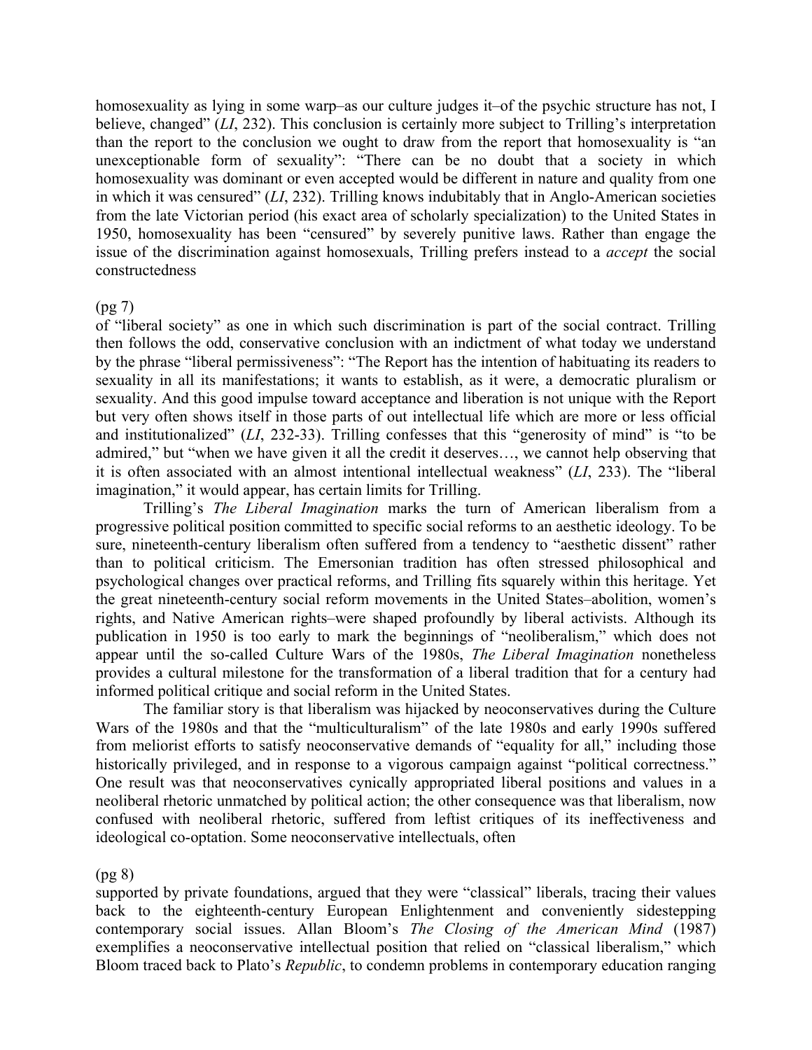homosexuality as lying in some warp–as our culture judges it–of the psychic structure has not, I believe, changed" (*LI*, 232). This conclusion is certainly more subject to Trilling's interpretation than the report to the conclusion we ought to draw from the report that homosexuality is "an unexceptionable form of sexuality": "There can be no doubt that a society in which homosexuality was dominant or even accepted would be different in nature and quality from one in which it was censured" (*LI*, 232). Trilling knows indubitably that in Anglo-American societies from the late Victorian period (his exact area of scholarly specialization) to the United States in 1950, homosexuality has been "censured" by severely punitive laws. Rather than engage the issue of the discrimination against homosexuals, Trilling prefers instead to a *accept* the social constructedness

(pg 7)

of "liberal society" as one in which such discrimination is part of the social contract. Trilling then follows the odd, conservative conclusion with an indictment of what today we understand by the phrase "liberal permissiveness": "The Report has the intention of habituating its readers to sexuality in all its manifestations; it wants to establish, as it were, a democratic pluralism or sexuality. And this good impulse toward acceptance and liberation is not unique with the Report but very often shows itself in those parts of out intellectual life which are more or less official and institutionalized" (*LI*, 232-33). Trilling confesses that this "generosity of mind" is "to be admired," but "when we have given it all the credit it deserves…, we cannot help observing that it is often associated with an almost intentional intellectual weakness" (*LI*, 233). The "liberal imagination," it would appear, has certain limits for Trilling.

Trilling's *The Liberal Imagination* marks the turn of American liberalism from a progressive political position committed to specific social reforms to an aesthetic ideology. To be sure, nineteenth-century liberalism often suffered from a tendency to "aesthetic dissent" rather than to political criticism. The Emersonian tradition has often stressed philosophical and psychological changes over practical reforms, and Trilling fits squarely within this heritage. Yet the great nineteenth-century social reform movements in the United States–abolition, women's rights, and Native American rights–were shaped profoundly by liberal activists. Although its publication in 1950 is too early to mark the beginnings of "neoliberalism," which does not appear until the so-called Culture Wars of the 1980s, *The Liberal Imagination* nonetheless provides a cultural milestone for the transformation of a liberal tradition that for a century had informed political critique and social reform in the United States.

The familiar story is that liberalism was hijacked by neoconservatives during the Culture Wars of the 1980s and that the "multiculturalism" of the late 1980s and early 1990s suffered from meliorist efforts to satisfy neoconservative demands of "equality for all," including those historically privileged, and in response to a vigorous campaign against "political correctness." One result was that neoconservatives cynically appropriated liberal positions and values in a neoliberal rhetoric unmatched by political action; the other consequence was that liberalism, now confused with neoliberal rhetoric, suffered from leftist critiques of its ineffectiveness and ideological co-optation. Some neoconservative intellectuals, often

(pg 8)

supported by private foundations, argued that they were "classical" liberals, tracing their values back to the eighteenth-century European Enlightenment and conveniently sidestepping contemporary social issues. Allan Bloom's *The Closing of the American Mind* (1987) exemplifies a neoconservative intellectual position that relied on "classical liberalism," which Bloom traced back to Plato's *Republic*, to condemn problems in contemporary education ranging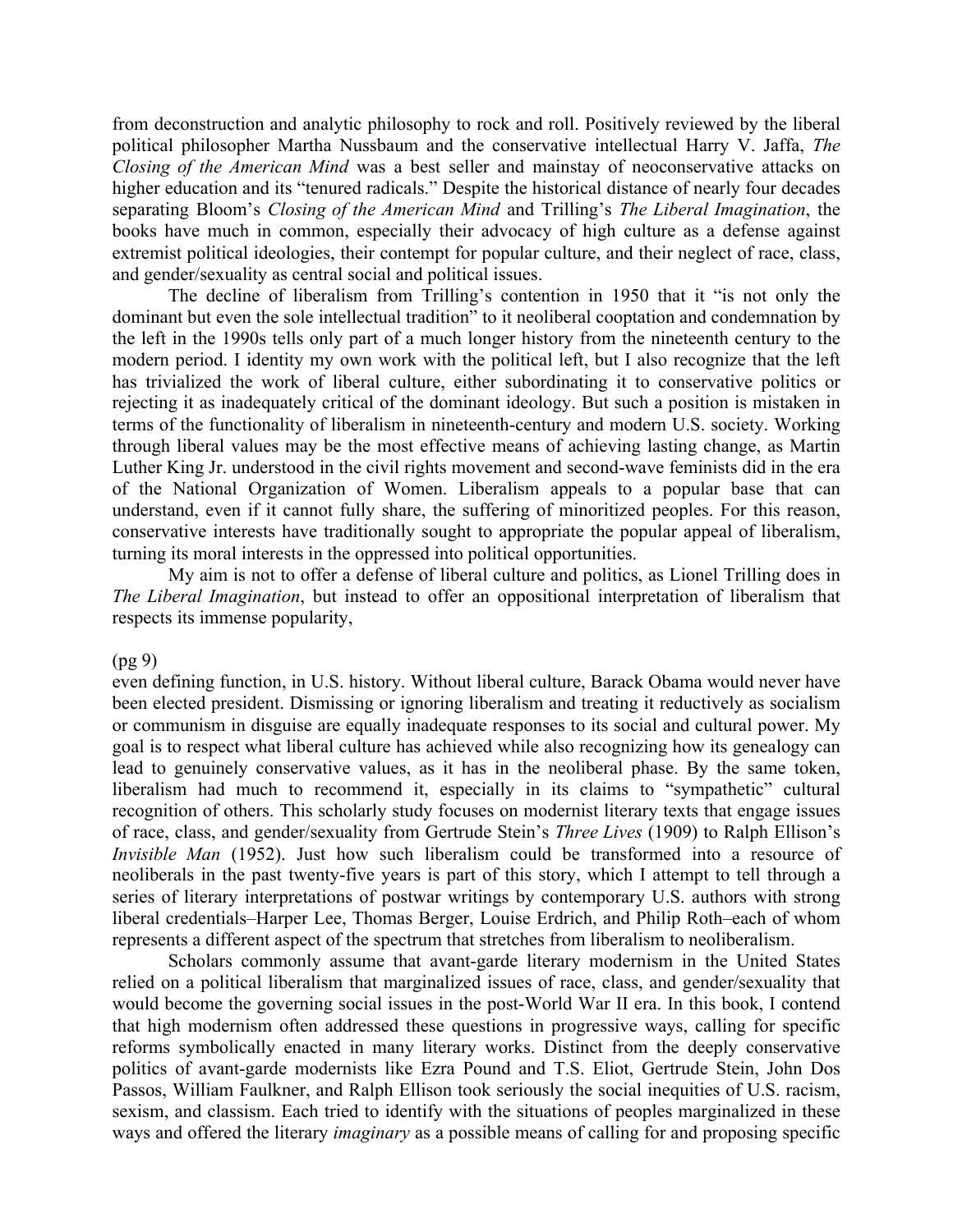from deconstruction and analytic philosophy to rock and roll. Positively reviewed by the liberal political philosopher Martha Nussbaum and the conservative intellectual Harry V. Jaffa, *The Closing of the American Mind* was a best seller and mainstay of neoconservative attacks on higher education and its "tenured radicals." Despite the historical distance of nearly four decades separating Bloom's *Closing of the American Mind* and Trilling's *The Liberal Imagination*, the books have much in common, especially their advocacy of high culture as a defense against extremist political ideologies, their contempt for popular culture, and their neglect of race, class, and gender/sexuality as central social and political issues.

The decline of liberalism from Trilling's contention in 1950 that it "is not only the dominant but even the sole intellectual tradition" to it neoliberal cooptation and condemnation by the left in the 1990s tells only part of a much longer history from the nineteenth century to the modern period. I identity my own work with the political left, but I also recognize that the left has trivialized the work of liberal culture, either subordinating it to conservative politics or rejecting it as inadequately critical of the dominant ideology. But such a position is mistaken in terms of the functionality of liberalism in nineteenth-century and modern U.S. society. Working through liberal values may be the most effective means of achieving lasting change, as Martin Luther King Jr. understood in the civil rights movement and second-wave feminists did in the era of the National Organization of Women. Liberalism appeals to a popular base that can understand, even if it cannot fully share, the suffering of minoritized peoples. For this reason, conservative interests have traditionally sought to appropriate the popular appeal of liberalism, turning its moral interests in the oppressed into political opportunities.

My aim is not to offer a defense of liberal culture and politics, as Lionel Trilling does in *The Liberal Imagination*, but instead to offer an oppositional interpretation of liberalism that respects its immense popularity,

(pg 9)

even defining function, in U.S. history. Without liberal culture, Barack Obama would never have been elected president. Dismissing or ignoring liberalism and treating it reductively as socialism or communism in disguise are equally inadequate responses to its social and cultural power. My goal is to respect what liberal culture has achieved while also recognizing how its genealogy can lead to genuinely conservative values, as it has in the neoliberal phase. By the same token, liberalism had much to recommend it, especially in its claims to "sympathetic" cultural recognition of others. This scholarly study focuses on modernist literary texts that engage issues of race, class, and gender/sexuality from Gertrude Stein's *Three Lives* (1909) to Ralph Ellison's *Invisible Man* (1952). Just how such liberalism could be transformed into a resource of neoliberals in the past twenty-five years is part of this story, which I attempt to tell through a series of literary interpretations of postwar writings by contemporary U.S. authors with strong liberal credentials–Harper Lee, Thomas Berger, Louise Erdrich, and Philip Roth–each of whom represents a different aspect of the spectrum that stretches from liberalism to neoliberalism.

Scholars commonly assume that avant-garde literary modernism in the United States relied on a political liberalism that marginalized issues of race, class, and gender/sexuality that would become the governing social issues in the post-World War II era. In this book, I contend that high modernism often addressed these questions in progressive ways, calling for specific reforms symbolically enacted in many literary works. Distinct from the deeply conservative politics of avant-garde modernists like Ezra Pound and T.S. Eliot, Gertrude Stein, John Dos Passos, William Faulkner, and Ralph Ellison took seriously the social inequities of U.S. racism, sexism, and classism. Each tried to identify with the situations of peoples marginalized in these ways and offered the literary *imaginary* as a possible means of calling for and proposing specific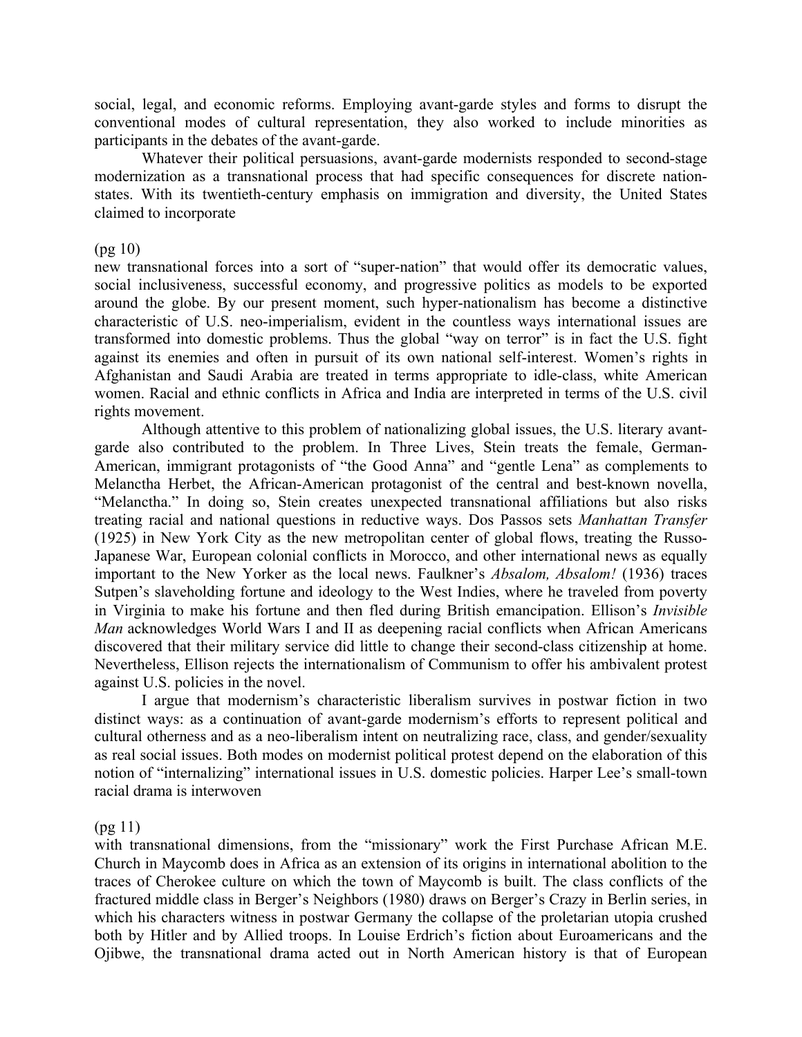social, legal, and economic reforms. Employing avant-garde styles and forms to disrupt the conventional modes of cultural representation, they also worked to include minorities as participants in the debates of the avant-garde.

Whatever their political persuasions, avant-garde modernists responded to second-stage modernization as a transnational process that had specific consequences for discrete nation-states. With its twentieth-century emphasis on immigration and diversity, the United States claimed to incorporate

(pg 10)

new transnational forces into a sort of "super-nation" that would offer its democratic values, social inclusiveness, successful economy, and progressive politics as models to be exported around the globe. By our present moment, such hyper-nationalism has become a distinctive characteristic of U.S. neo-imperialism, evident in the countless ways international issues are transformed into domestic problems. Thus the global "way on terror" is in fact the U.S. fight against its enemies and often in pursuit of its own national self-interest. Women's rights in Afghanistan and Saudi Arabia are treated in terms appropriate to idle-class, white American women. Racial and ethnic conflicts in Africa and India are interpreted in terms of the U.S. civil rights movement.

Although attentive to this problem of nationalizing global issues, the U.S. literary avant-garde also contributed to the problem. In Three Lives, Stein treats the female, German-American, immigrant protagonists of "the Good Anna" and "gentle Lena" as complements to Melanctha Herbet, the African-American protagonist of the central and best-known novella, "Melanctha." In doing so, Stein creates unexpected transnational affiliations but also risks treating racial and national questions in reductive ways. Dos Passos sets *Manhattan Transfer* (1925) in New York City as the new metropolitan center of global flows, treating the Russo-Japanese War, European colonial conflicts in Morocco, and other international news as equally important to the New Yorker as the local news. Faulkner's *Absalom, Absalom!* (1936) traces Sutpen's slaveholding fortune and ideology to the West Indies, where he traveled from poverty in Virginia to make his fortune and then fled during British emancipation. Ellison's *Invisible Man* acknowledges World Wars I and II as deepening racial conflicts when African Americans discovered that their military service did little to change their second-class citizenship at home. Nevertheless, Ellison rejects the internationalism of Communism to offer his ambivalent protest against U.S. policies in the novel.

I argue that modernism's characteristic liberalism survives in postwar fiction in two distinct ways: as a continuation of avant-garde modernism's efforts to represent political and cultural otherness and as a neo-liberalism intent on neutralizing race, class, and gender/sexuality as real social issues. Both modes on modernist political protest depend on the elaboration of this notion of "internalizing" international issues in U.S. domestic policies. Harper Lee's small-town racial drama is interwoven

(pg 11)

with transnational dimensions, from the "missionary" work the First Purchase African M.E. Church in Maycomb does in Africa as an extension of its origins in international abolition to the traces of Cherokee culture on which the town of Maycomb is built. The class conflicts of the fractured middle class in Berger's Neighbors (1980) draws on Berger's Crazy in Berlin series, in which his characters witness in postwar Germany the collapse of the proletarian utopia crushed both by Hitler and by Allied troops. In Louise Erdrich's fiction about Euroamericans and the Ojibwe, the transnational drama acted out in North American history is that of European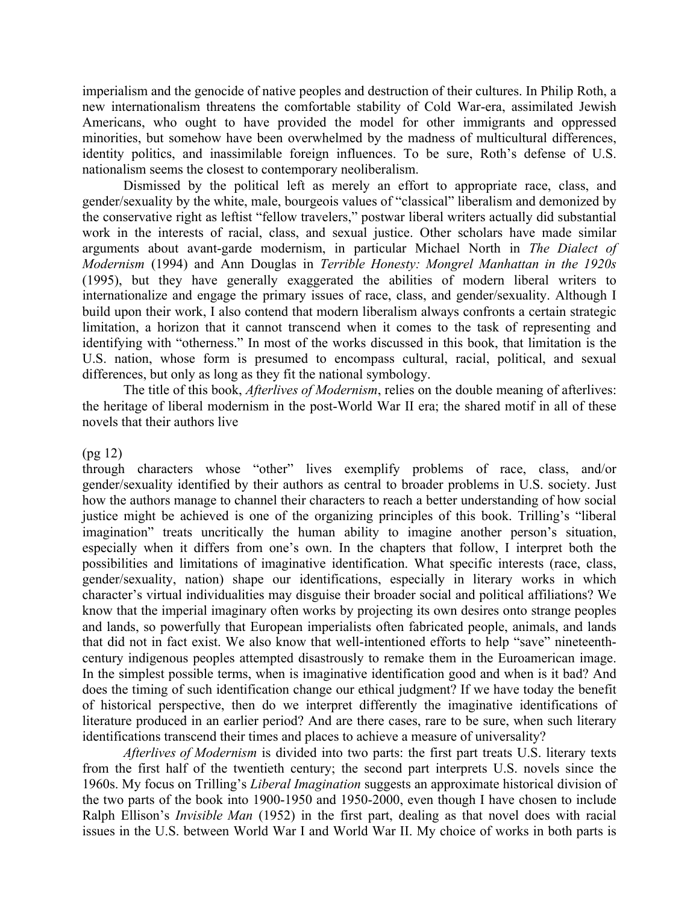imperialism and the genocide of native peoples and destruction of their cultures. In Philip Roth, a new internationalism threatens the comfortable stability of Cold War-era, assimilated Jewish Americans, who ought to have provided the model for other immigrants and oppressed minorities, but somehow have been overwhelmed by the madness of multicultural differences, identity politics, and inassimilable foreign influences. To be sure, Roth's defense of U.S. nationalism seems the closest to contemporary neoliberalism.

Dismissed by the political left as merely an effort to appropriate race, class, and gender/sexuality by the white, male, bourgeois values of "classical" liberalism and demonized by the conservative right as leftist "fellow travelers," postwar liberal writers actually did substantial work in the interests of racial, class, and sexual justice. Other scholars have made similar arguments about avant-garde modernism, in particular Michael North in *The Dialect of Modernism* (1994) and Ann Douglas in *Terrible Honesty: Mongrel Manhattan in the 1920s* (1995), but they have generally exaggerated the abilities of modern liberal writers to internationalize and engage the primary issues of race, class, and gender/sexuality. Although I build upon their work, I also contend that modern liberalism always confronts a certain strategic limitation, a horizon that it cannot transcend when it comes to the task of representing and identifying with "otherness." In most of the works discussed in this book, that limitation is the U.S. nation, whose form is presumed to encompass cultural, racial, political, and sexual differences, but only as long as they fit the national symbology.

The title of this book, *Afterlives of Modernism*, relies on the double meaning of afterlives: the heritage of liberal modernism in the post-World War II era; the shared motif in all of these novels that their authors live

(pg 12)

through characters whose "other" lives exemplify problems of race, class, and/or gender/sexuality identified by their authors as central to broader problems in U.S. society. Just how the authors manage to channel their characters to reach a better understanding of how social justice might be achieved is one of the organizing principles of this book. Trilling's "liberal imagination" treats uncritically the human ability to imagine another person's situation, especially when it differs from one's own. In the chapters that follow, I interpret both the possibilities and limitations of imaginative identification. What specific interests (race, class, gender/sexuality, nation) shape our identifications, especially in literary works in which character's virtual individualities may disguise their broader social and political affiliations? We know that the imperial imaginary often works by projecting its own desires onto strange peoples and lands, so powerfully that European imperialists often fabricated people, animals, and lands that did not in fact exist. We also know that well-intentioned efforts to help "save" nineteenth-century indigenous peoples attempted disastrously to remake them in the Euroamerican image. In the simplest possible terms, when is imaginative identification good and when is it bad? And does the timing of such identification change our ethical judgment? If we have today the benefit of historical perspective, then do we interpret differently the imaginative identifications of literature produced in an earlier period? And are there cases, rare to be sure, when such literary identifications transcend their times and places to achieve a measure of universality?

*Afterlives of Modernism* is divided into two parts: the first part treats U.S. literary texts from the first half of the twentieth century; the second part interprets U.S. novels since the 1960s. My focus on Trilling's *Liberal Imagination* suggests an approximate historical division of the two parts of the book into 1900-1950 and 1950-2000, even though I have chosen to include Ralph Ellison's *Invisible Man* (1952) in the first part, dealing as that novel does with racial issues in the U.S. between World War I and World War II. My choice of works in both parts is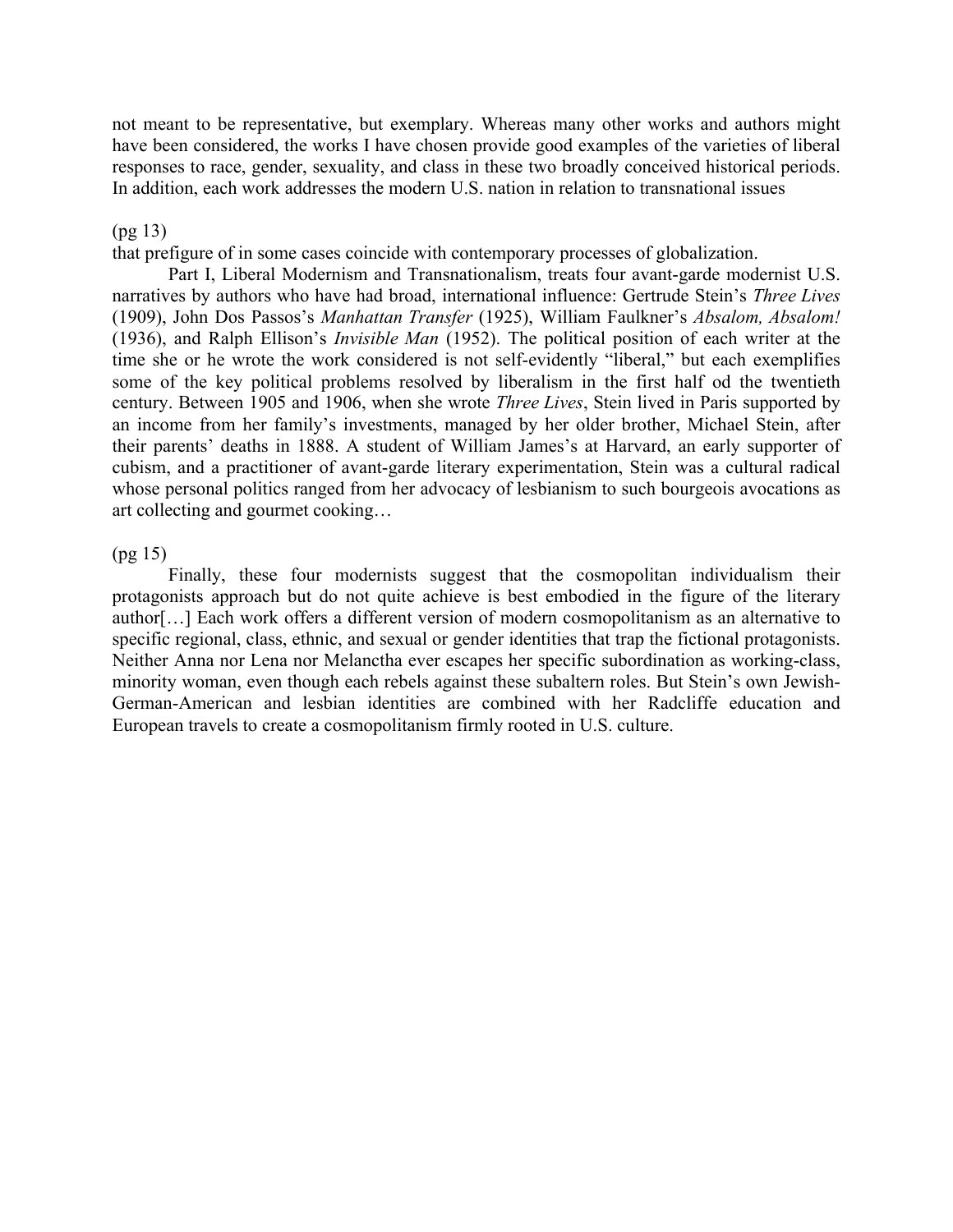not meant to be representative, but exemplary. Whereas many other works and authors might have been considered, the works I have chosen provide good examples of the varieties of liberal responses to race, gender, sexuality, and class in these two broadly conceived historical periods. In addition, each work addresses the modern U.S. nation in relation to transnational issues

(pg 13)

that prefigure of in some cases coincide with contemporary processes of globalization.

Part I, Liberal Modernism and Transnationalism, treats four avant-garde modernist U.S. narratives by authors who have had broad, international influence: Gertrude Stein's *Three Lives* (1909), John Dos Passos's *Manhattan Transfer* (1925), William Faulkner's *Absalom, Absalom!* (1936), and Ralph Ellison's *Invisible Man* (1952). The political position of each writer at the time she or he wrote the work considered is not self-evidently "liberal," but each exemplifies some of the key political problems resolved by liberalism in the first half od the twentieth century. Between 1905 and 1906, when she wrote *Three Lives*, Stein lived in Paris supported by an income from her family's investments, managed by her older brother, Michael Stein, after their parents' deaths in 1888. A student of William James's at Harvard, an early supporter of cubism, and a practitioner of avant-garde literary experimentation, Stein was a cultural radical whose personal politics ranged from her advocacy of lesbianism to such bourgeois avocations as art collecting and gourmet cooking…

(pg 15)

Finally, these four modernists suggest that the cosmopolitan individualism their protagonists approach but do not quite achieve is best embodied in the figure of the literary author[…] Each work offers a different version of modern cosmopolitanism as an alternative to specific regional, class, ethnic, and sexual or gender identities that trap the fictional protagonists. Neither Anna nor Lena nor Melanctha ever escapes her specific subordination as working-class, minority woman, even though each rebels against these subaltern roles. But Stein's own Jewish-German-American and lesbian identities are combined with her Radcliffe education and European travels to create a cosmopolitanism firmly rooted in U.S. culture.